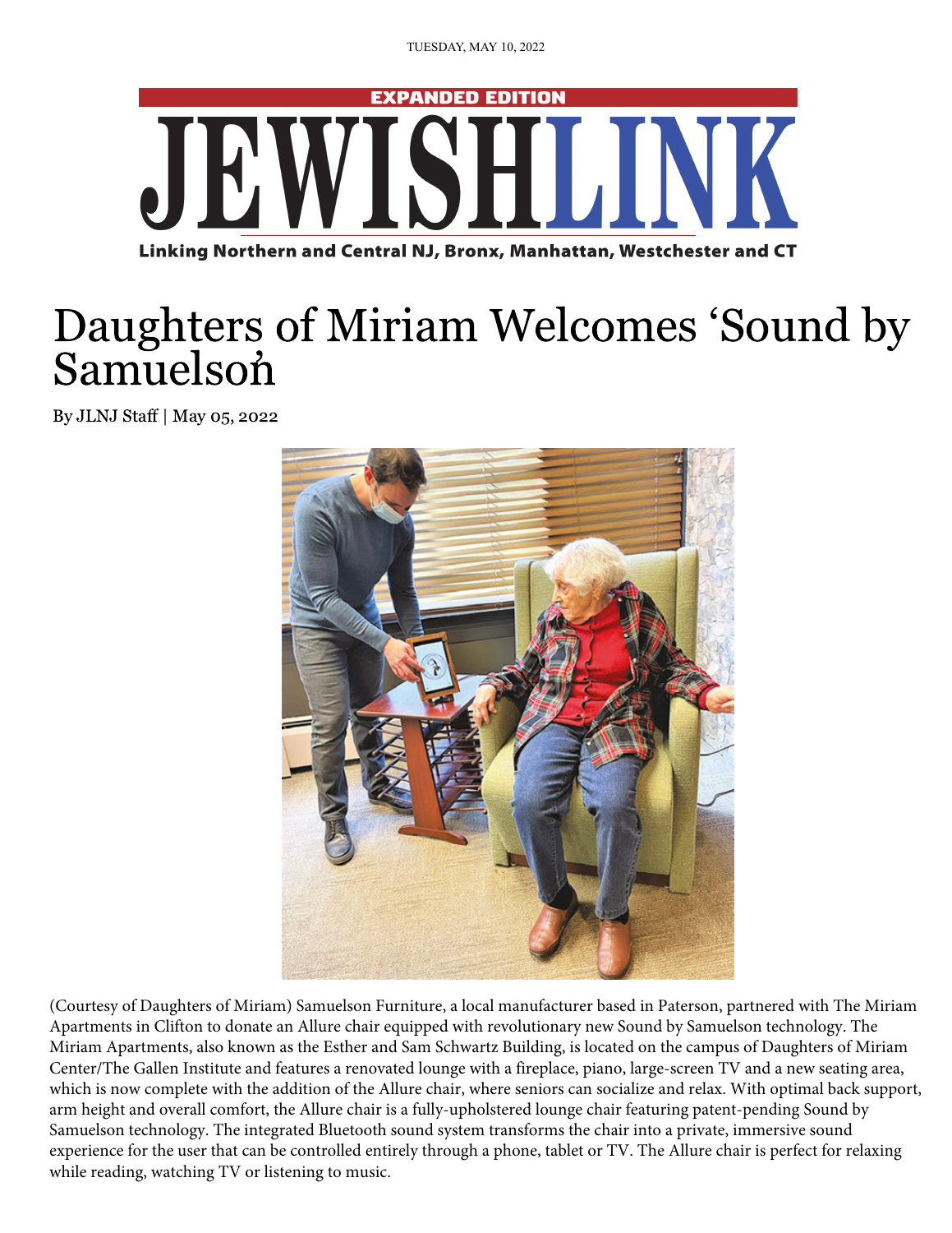TUESDAY, MAY 10, 2022

EXPANDED EDITION

# JEWISHLINK

**Linking Northern and Central NJ, Bronx, Manhattan, Westchester and CT**

# Daughters of Miriam Welcomes 'Sound by Samuelson'

By JLNJ Staff | May 05, 2022

(Courtesy of Daughters of Miriam) Samuelson Furniture, a local manufacturer based in Paterson, partnered with The Miriam Apartments in Clifton to donate an Allure chair equipped with revolutionary new Sound by Samuelson technology. The Miriam Apartments, also known as the Esther and Sam Schwartz Building, is located on the campus of Daughters of Miriam Center/The Gallen Institute and features a renovated lounge with a fireplace, piano, large-screen TV and a new seating area, which is now complete with the addition of the Allure chair, where seniors can socialize and relax. With optimal back support, arm height and overall comfort, the Allure chair is a fully-upholstered lounge chair featuring patent-pending Sound by Samuelson technology. The integrated Bluetooth sound system transforms the chair into a private, immersive sound experience for the user that can be controlled entirely through a phone, tablet or TV. The Allure chair is perfect for relaxing while reading, watching TV or listening to music.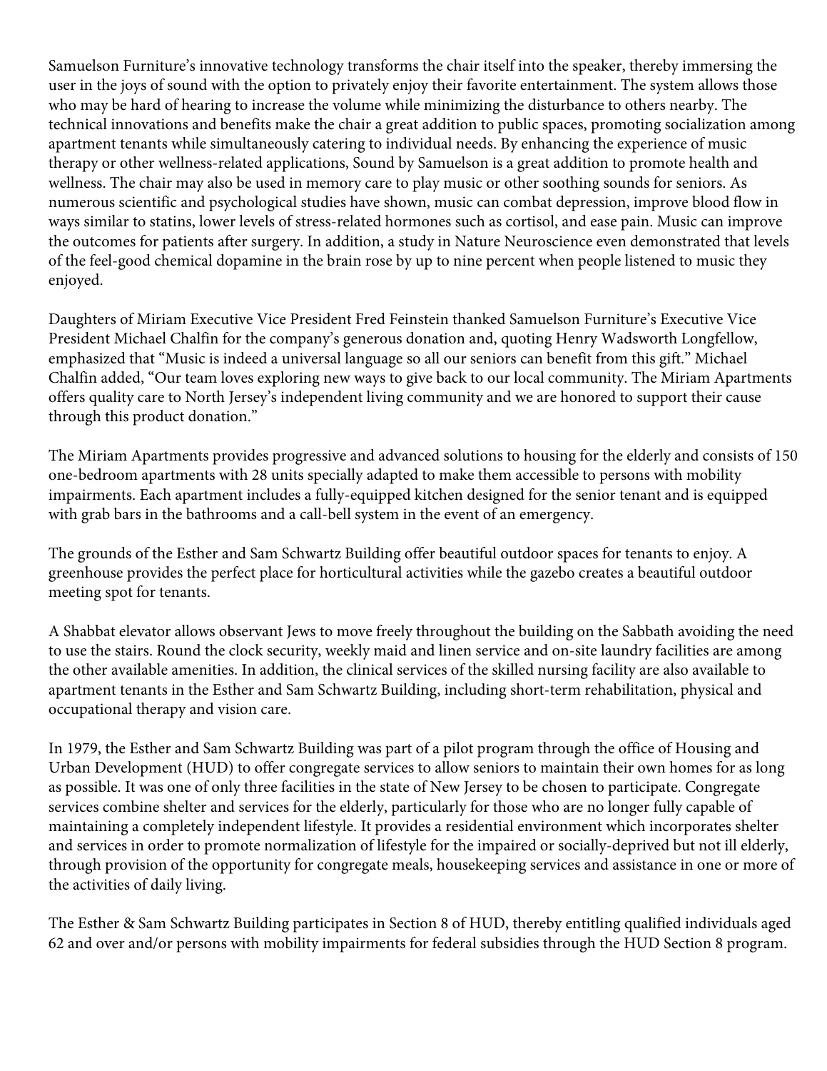Samuelson Furniture's innovative technology transforms the chair itself into the speaker, thereby immersing the user in the joys of sound with the option to privately enjoy their favorite entertainment. The system allows those who may be hard of hearing to increase the volume while minimizing the disturbance to others nearby. The technical innovations and benefits make the chair a great addition to public spaces, promoting socialization among apartment tenants while simultaneously catering to individual needs. By enhancing the experience of music therapy or other wellness-related applications, Sound by Samuelson is a great addition to promote health and wellness. The chair may also be used in memory care to play music or other soothing sounds for seniors. As numerous scientific and psychological studies have shown, music can combat depression, improve blood flow in ways similar to statins, lower levels of stress-related hormones such as cortisol, and ease pain. Music can improve the outcomes for patients after surgery. In addition, a study in Nature Neuroscience even demonstrated that levels of the feel-good chemical dopamine in the brain rose by up to nine percent when people listened to music they enjoyed.

Daughters of Miriam Executive Vice President Fred Feinstein thanked Samuelson Furniture's Executive Vice President Michael Chalfin for the company's generous donation and, quoting Henry Wadsworth Longfellow, emphasized that "Music is indeed a universal language so all our seniors can benefit from this gift." Michael Chalfin added, "Our team loves exploring new ways to give back to our local community. The Miriam Apartments offers quality care to North Jersey's independent living community and we are honored to support their cause through this product donation."

The Miriam Apartments provides progressive and advanced solutions to housing for the elderly and consists of 150 one-bedroom apartments with 28 units specially adapted to make them accessible to persons with mobility impairments. Each apartment includes a fully-equipped kitchen designed for the senior tenant and is equipped with grab bars in the bathrooms and a call-bell system in the event of an emergency.

The grounds of the Esther and Sam Schwartz Building offer beautiful outdoor spaces for tenants to enjoy. A greenhouse provides the perfect place for horticultural activities while the gazebo creates a beautiful outdoor meeting spot for tenants.

A Shabbat elevator allows observant Jews to move freely throughout the building on the Sabbath avoiding the need to use the stairs. Round the clock security, weekly maid and linen service and on-site laundry facilities are among the other available amenities. In addition, the clinical services of the skilled nursing facility are also available to apartment tenants in the Esther and Sam Schwartz Building, including short-term rehabilitation, physical and occupational therapy and vision care.

In 1979, the Esther and Sam Schwartz Building was part of a pilot program through the office of Housing and Urban Development (HUD) to offer congregate services to allow seniors to maintain their own homes for as long as possible. It was one of only three facilities in the state of New Jersey to be chosen to participate. Congregate services combine shelter and services for the elderly, particularly for those who are no longer fully capable of maintaining a completely independent lifestyle. It provides a residential environment which incorporates shelter and services in order to promote normalization of lifestyle for the impaired or socially-deprived but not ill elderly, through provision of the opportunity for congregate meals, housekeeping services and assistance in one or more of the activities of daily living.

The Esther & Sam Schwartz Building participates in Section 8 of HUD, thereby entitling qualified individuals aged 62 and over and/or persons with mobility impairments for federal subsidies through the HUD Section 8 program.